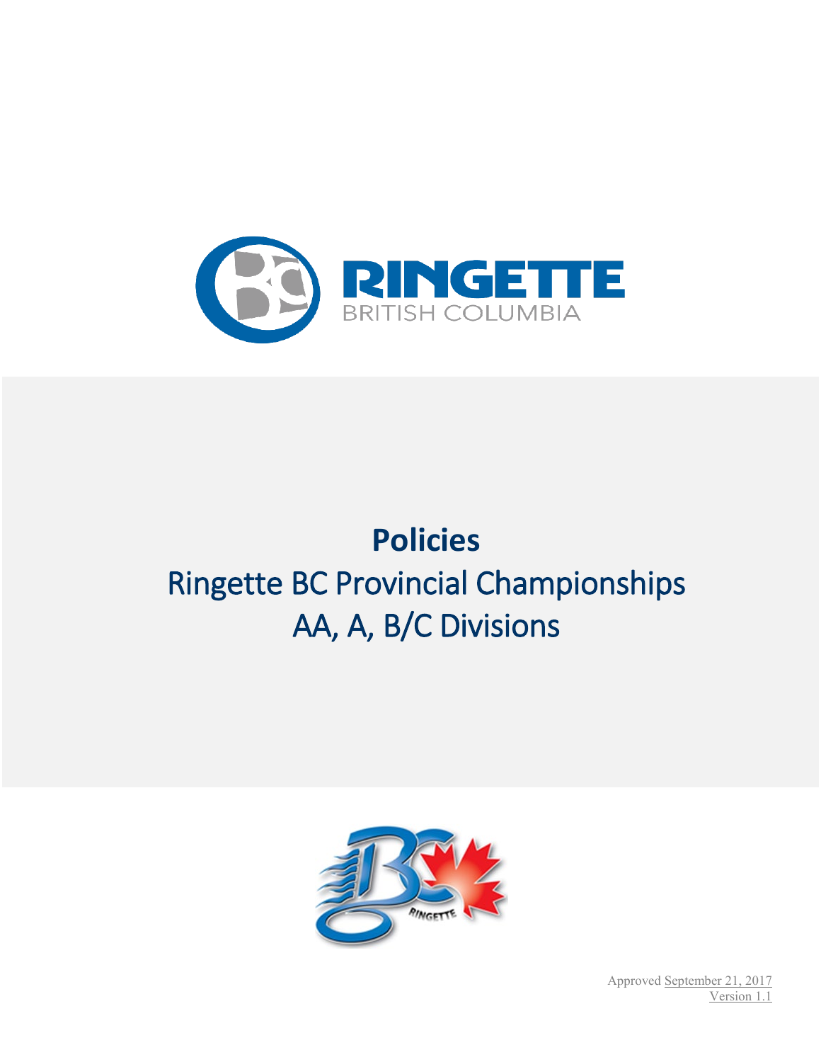# Policies

## Ringette BC Provincial Championships
## AA, A, B/C Divisions

Approved September 21, 2017
Version 1.1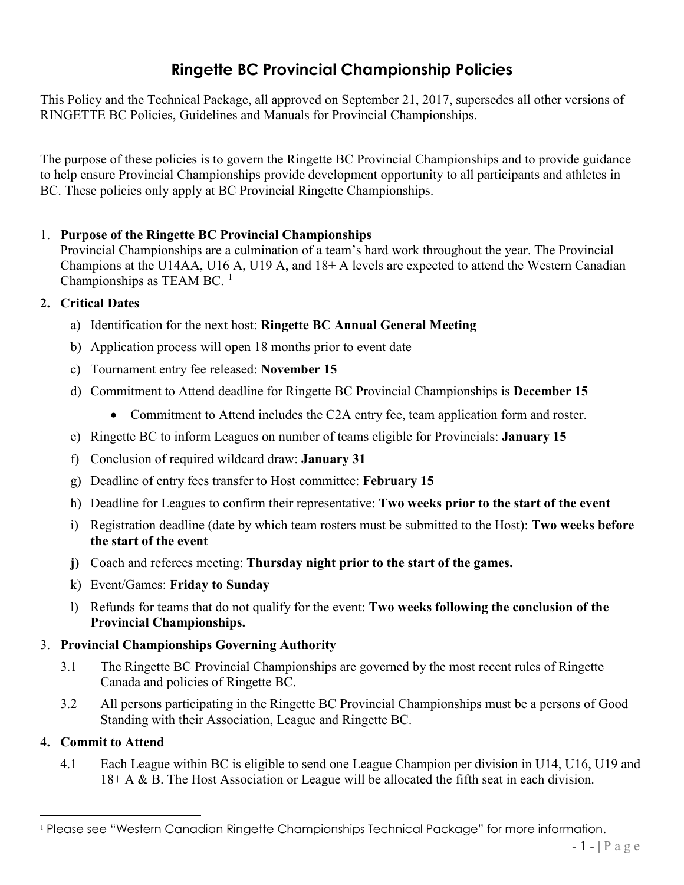# Ringette BC Provincial Championship Policies

This Policy and the Technical Package, all approved on September 21, 2017, supersedes all other versions of RINGETTE BC Policies, Guidelines and Manuals for Provincial Championships.

The purpose of these policies is to govern the Ringette BC Provincial Championships and to provide guidance to help ensure Provincial Championships provide development opportunity to all participants and athletes in BC. These policies only apply at BC Provincial Ringette Championships.

1. **Purpose of the Ringette BC Provincial Championships**
   Provincial Championships are a culmination of a team's hard work throughout the year. The Provincial Champions at the U14AA, U16 A, U19 A, and 18+ A levels are expected to attend the Western Canadian Championships as TEAM BC. [1]

2. **Critical Dates**
   a) Identification for the next host: **Ringette BC Annual General Meeting**
   b) Application process will open 18 months prior to event date
   c) Tournament entry fee released: **November 15**
   d) Commitment to Attend deadline for Ringette BC Provincial Championships is **December 15**
      - Commitment to Attend includes the C2A entry fee, team application form and roster.
   e) Ringette BC to inform Leagues on number of teams eligible for Provincials: **January 15**
   f) Conclusion of required wildcard draw: **January 31**
   g) Deadline of entry fees transfer to Host committee: **February 15**
   h) Deadline for Leagues to confirm their representative: **Two weeks prior to the start of the event**
   i) Registration deadline (date by which team rosters must be submitted to the Host): **Two weeks before the start of the event**
   **j)** Coach and referees meeting: **Thursday night prior to the start of the games.**
   k) Event/Games: **Friday to Sunday**
   l) Refunds for teams that do not qualify for the event: **Two weeks following the conclusion of the Provincial Championships.**

3. **Provincial Championships Governing Authority**
   3.1 The Ringette BC Provincial Championships are governed by the most recent rules of Ringette Canada and policies of Ringette BC.
   3.2 All persons participating in the Ringette BC Provincial Championships must be a persons of Good Standing with their Association, League and Ringette BC.

4. **Commit to Attend**
   4.1 Each League within BC is eligible to send one League Champion per division in U14, U16, U19 and 18+ A & B. The Host Association or League will be allocated the fifth seat in each division.

[1] Please see "Western Canadian Ringette Championships Technical Package" for more information.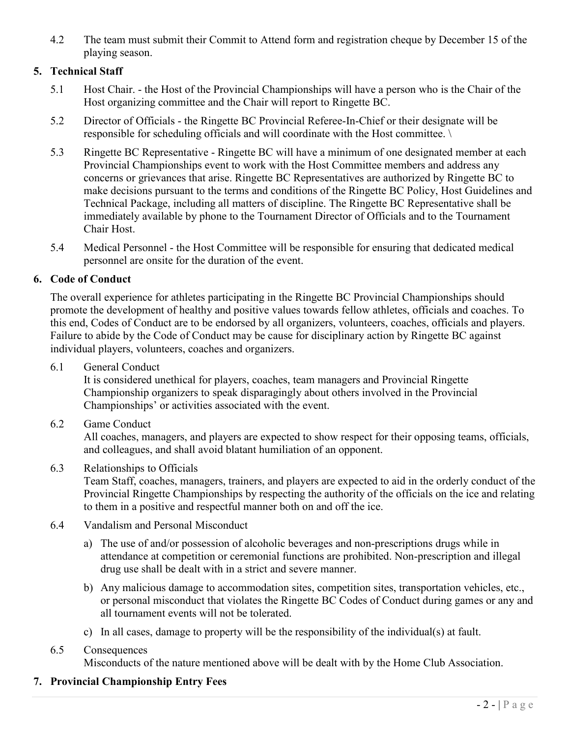4.2 The team must submit their Commit to Attend form and registration cheque by December 15 of the playing season.

## 5. Technical Staff

5.1 Host Chair. - the Host of the Provincial Championships will have a person who is the Chair of the Host organizing committee and the Chair will report to Ringette BC.

5.2 Director of Officials - the Ringette BC Provincial Referee-In-Chief or their designate will be responsible for scheduling officials and will coordinate with the Host committee. \

5.3 Ringette BC Representative - Ringette BC will have a minimum of one designated member at each Provincial Championships event to work with the Host Committee members and address any concerns or grievances that arise. Ringette BC Representatives are authorized by Ringette BC to make decisions pursuant to the terms and conditions of the Ringette BC Policy, Host Guidelines and Technical Package, including all matters of discipline. The Ringette BC Representative shall be immediately available by phone to the Tournament Director of Officials and to the Tournament Chair Host.

5.4 Medical Personnel - the Host Committee will be responsible for ensuring that dedicated medical personnel are onsite for the duration of the event.

## 6. Code of Conduct

The overall experience for athletes participating in the Ringette BC Provincial Championships should promote the development of healthy and positive values towards fellow athletes, officials and coaches. To this end, Codes of Conduct are to be endorsed by all organizers, volunteers, coaches, officials and players. Failure to abide by the Code of Conduct may be cause for disciplinary action by Ringette BC against individual players, volunteers, coaches and organizers.

6.1 General Conduct
It is considered unethical for players, coaches, team managers and Provincial Ringette Championship organizers to speak disparagingly about others involved in the Provincial Championships' or activities associated with the event.

6.2 Game Conduct
All coaches, managers, and players are expected to show respect for their opposing teams, officials, and colleagues, and shall avoid blatant humiliation of an opponent.

6.3 Relationships to Officials
Team Staff, coaches, managers, trainers, and players are expected to aid in the orderly conduct of the Provincial Ringette Championships by respecting the authority of the officials on the ice and relating to them in a positive and respectful manner both on and off the ice.

6.4 Vandalism and Personal Misconduct

a) The use of and/or possession of alcoholic beverages and non-prescriptions drugs while in attendance at competition or ceremonial functions are prohibited. Non-prescription and illegal drug use shall be dealt with in a strict and severe manner.

b) Any malicious damage to accommodation sites, competition sites, transportation vehicles, etc., or personal misconduct that violates the Ringette BC Codes of Conduct during games or any and all tournament events will not be tolerated.

c) In all cases, damage to property will be the responsibility of the individual(s) at fault.

6.5 Consequences
Misconducts of the nature mentioned above will be dealt with by the Home Club Association.

## 7. Provincial Championship Entry Fees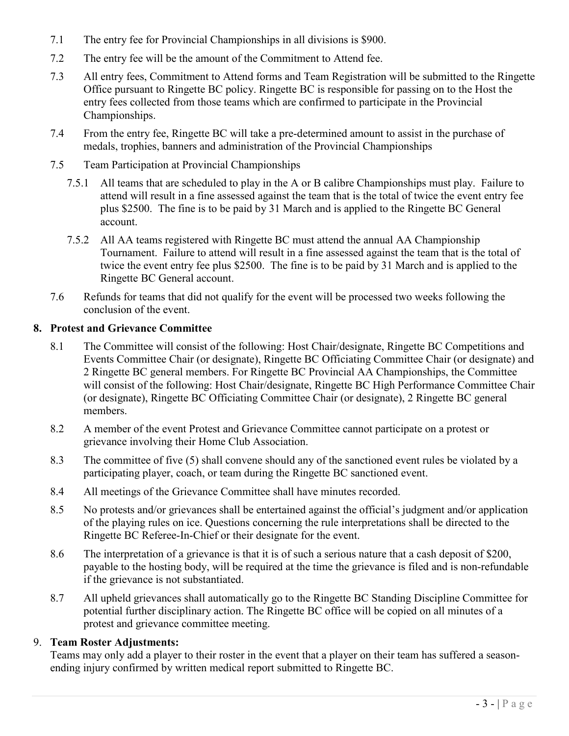7.1 The entry fee for Provincial Championships in all divisions is $900.

7.2 The entry fee will be the amount of the Commitment to Attend fee.

7.3 All entry fees, Commitment to Attend forms and Team Registration will be submitted to the Ringette Office pursuant to Ringette BC policy. Ringette BC is responsible for passing on to the Host the entry fees collected from those teams which are confirmed to participate in the Provincial Championships.

7.4 From the entry fee, Ringette BC will take a pre-determined amount to assist in the purchase of medals, trophies, banners and administration of the Provincial Championships

7.5 Team Participation at Provincial Championships

7.5.1 All teams that are scheduled to play in the A or B calibre Championships must play. Failure to attend will result in a fine assessed against the team that is the total of twice the event entry fee plus $2500. The fine is to be paid by 31 March and is applied to the Ringette BC General account.

7.5.2 All AA teams registered with Ringette BC must attend the annual AA Championship Tournament. Failure to attend will result in a fine assessed against the team that is the total of twice the event entry fee plus $2500. The fine is to be paid by 31 March and is applied to the Ringette BC General account.

7.6 Refunds for teams that did not qualify for the event will be processed two weeks following the conclusion of the event.

## 8. Protest and Grievance Committee

8.1 The Committee will consist of the following: Host Chair/designate, Ringette BC Competitions and Events Committee Chair (or designate), Ringette BC Officiating Committee Chair (or designate) and 2 Ringette BC general members. For Ringette BC Provincial AA Championships, the Committee will consist of the following: Host Chair/designate, Ringette BC High Performance Committee Chair (or designate), Ringette BC Officiating Committee Chair (or designate), 2 Ringette BC general members.

8.2 A member of the event Protest and Grievance Committee cannot participate on a protest or grievance involving their Home Club Association.

8.3 The committee of five (5) shall convene should any of the sanctioned event rules be violated by a participating player, coach, or team during the Ringette BC sanctioned event.

8.4 All meetings of the Grievance Committee shall have minutes recorded.

8.5 No protests and/or grievances shall be entertained against the official's judgment and/or application of the playing rules on ice. Questions concerning the rule interpretations shall be directed to the Ringette BC Referee-In-Chief or their designate for the event.

8.6 The interpretation of a grievance is that it is of such a serious nature that a cash deposit of $200, payable to the hosting body, will be required at the time the grievance is filed and is non-refundable if the grievance is not substantiated.

8.7 All upheld grievances shall automatically go to the Ringette BC Standing Discipline Committee for potential further disciplinary action. The Ringette BC office will be copied on all minutes of a protest and grievance committee meeting.

## 9. Team Roster Adjustments:

Teams may only add a player to their roster in the event that a player on their team has suffered a season-ending injury confirmed by written medical report submitted to Ringette BC.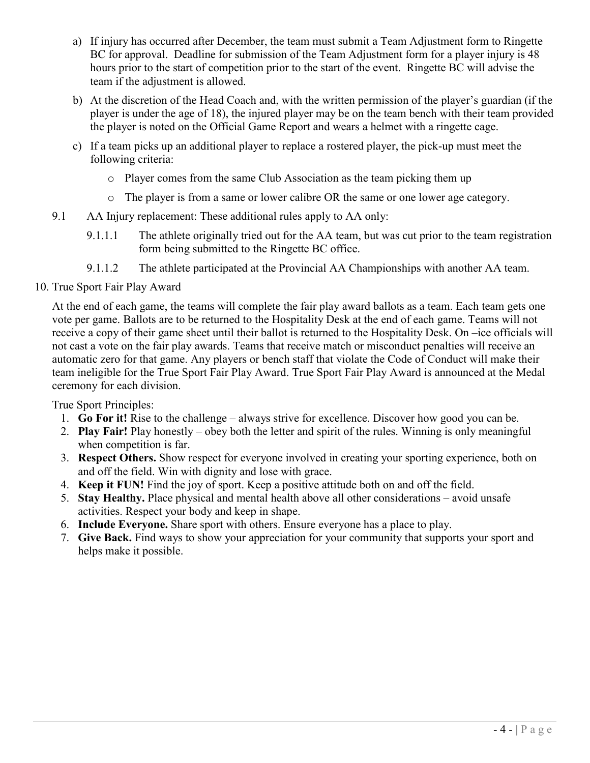a) If injury has occurred after December, the team must submit a Team Adjustment form to Ringette BC for approval. Deadline for submission of the Team Adjustment form for a player injury is 48 hours prior to the start of competition prior to the start of the event. Ringette BC will advise the team if the adjustment is allowed.

b) At the discretion of the Head Coach and, with the written permission of the player's guardian (if the player is under the age of 18), the injured player may be on the team bench with their team provided the player is noted on the Official Game Report and wears a helmet with a ringette cage.

c) If a team picks up an additional player to replace a rostered player, the pick-up must meet the following criteria:

- Player comes from the same Club Association as the team picking them up
- The player is from a same or lower calibre OR the same or one lower age category.

9.1 AA Injury replacement: These additional rules apply to AA only:

9.1.1.1 The athlete originally tried out for the AA team, but was cut prior to the team registration form being submitted to the Ringette BC office.

9.1.1.2 The athlete participated at the Provincial AA Championships with another AA team.

10. True Sport Fair Play Award

At the end of each game, the teams will complete the fair play award ballots as a team. Each team gets one vote per game. Ballots are to be returned to the Hospitality Desk at the end of each game. Teams will not receive a copy of their game sheet until their ballot is returned to the Hospitality Desk. On –ice officials will not cast a vote on the fair play awards. Teams that receive match or misconduct penalties will receive an automatic zero for that game. Any players or bench staff that violate the Code of Conduct will make their team ineligible for the True Sport Fair Play Award. True Sport Fair Play Award is announced at the Medal ceremony for each division.

True Sport Principles:

1. **Go For it!** Rise to the challenge – always strive for excellence. Discover how good you can be.
2. **Play Fair!** Play honestly – obey both the letter and spirit of the rules. Winning is only meaningful when competition is far.
3. **Respect Others.** Show respect for everyone involved in creating your sporting experience, both on and off the field. Win with dignity and lose with grace.
4. **Keep it FUN!** Find the joy of sport. Keep a positive attitude both on and off the field.
5. **Stay Healthy.** Place physical and mental health above all other considerations – avoid unsafe activities. Respect your body and keep in shape.
6. **Include Everyone.** Share sport with others. Ensure everyone has a place to play.
7. **Give Back.** Find ways to show your appreciation for your community that supports your sport and helps make it possible.